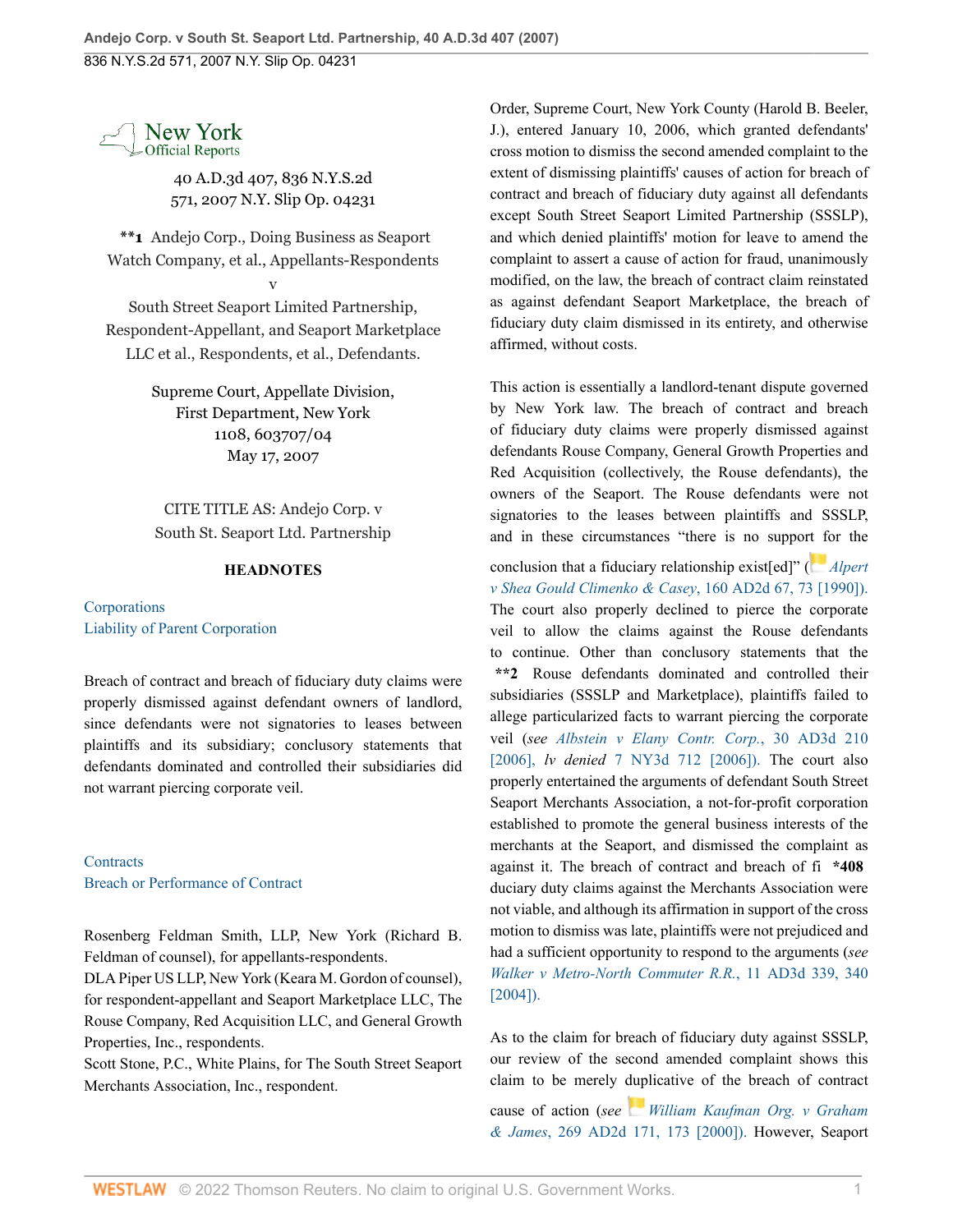New York Official Reports

40 A.D.3d 407, 836 N.Y.S.2d 571, 2007 N.Y. Slip Op. 04231

**1 Andejo Corp., Doing Business as Seaport Watch Company, et al., Appellants-Respondents
v
South Street Seaport Limited Partnership, Respondent-Appellant, and Seaport Marketplace LLC et al., Respondents, et al., Defendants.

Supreme Court, Appellate Division, First Department, New York
1108, 603707/04
May 17, 2007

CITE TITLE AS: Andejo Corp. v South St. Seaport Ltd. Partnership

**HEADNOTES**

Corporations
Liability of Parent Corporation

Breach of contract and breach of fiduciary duty claims were properly dismissed against defendant owners of landlord, since defendants were not signatories to leases between plaintiffs and its subsidiary; conclusory statements that defendants dominated and controlled their subsidiaries did not warrant piercing corporate veil.

Contracts
Breach or Performance of Contract

Rosenberg Feldman Smith, LLP, New York (Richard B. Feldman of counsel), for appellants-respondents.
DLA Piper US LLP, New York (Keara M. Gordon of counsel), for respondent-appellant and Seaport Marketplace LLC, The Rouse Company, Red Acquisition LLC, and General Growth Properties, Inc., respondents.
Scott Stone, P.C., White Plains, for The South Street Seaport Merchants Association, Inc., respondent.

Order, Supreme Court, New York County (Harold B. Beeler, J.), entered January 10, 2006, which granted defendants' cross motion to dismiss the second amended complaint to the extent of dismissing plaintiffs' causes of action for breach of contract and breach of fiduciary duty against all defendants except South Street Seaport Limited Partnership (SSSLP), and which denied plaintiffs' motion for leave to amend the complaint to assert a cause of action for fraud, unanimously modified, on the law, the breach of contract claim reinstated as against defendant Seaport Marketplace, the breach of fiduciary duty claim dismissed in its entirety, and otherwise affirmed, without costs.

This action is essentially a landlord-tenant dispute governed by New York law. The breach of contract and breach of fiduciary duty claims were properly dismissed against defendants Rouse Company, General Growth Properties and Red Acquisition (collectively, the Rouse defendants), the owners of the Seaport. The Rouse defendants were not signatories to the leases between plaintiffs and SSSLP, and in these circumstances "there is no support for the conclusion that a fiduciary relationship exist[ed]" (*Alpert v Shea Gould Climenko & Casey*, 160 AD2d 67, 73 [1990]). The court also properly declined to pierce the corporate veil to allow the claims against the Rouse defendants to continue. Other than conclusory statements that the **2 Rouse defendants dominated and controlled their subsidiaries (SSSLP and Marketplace), plaintiffs failed to allege particularized facts to warrant piercing the corporate veil (*see Albstein v Elany Contr. Corp.*, 30 AD3d 210 [2006], *lv denied* 7 NY3d 712 [2006]). The court also properly entertained the arguments of defendant South Street Seaport Merchants Association, a not-for-profit corporation established to promote the general business interests of the merchants at the Seaport, and dismissed the complaint as against it. The breach of contract and breach of fi *408 duciary duty claims against the Merchants Association were not viable, and although its affirmation in support of the cross motion to dismiss was late, plaintiffs were not prejudiced and had a sufficient opportunity to respond to the arguments (*see Walker v Metro-North Commuter R.R.*, 11 AD3d 339, 340 [2004]).

As to the claim for breach of fiduciary duty against SSSLP, our review of the second amended complaint shows this claim to be merely duplicative of the breach of contract cause of action (*see William Kaufman Org. v Graham & James*, 269 AD2d 171, 173 [2000]). However, Seaport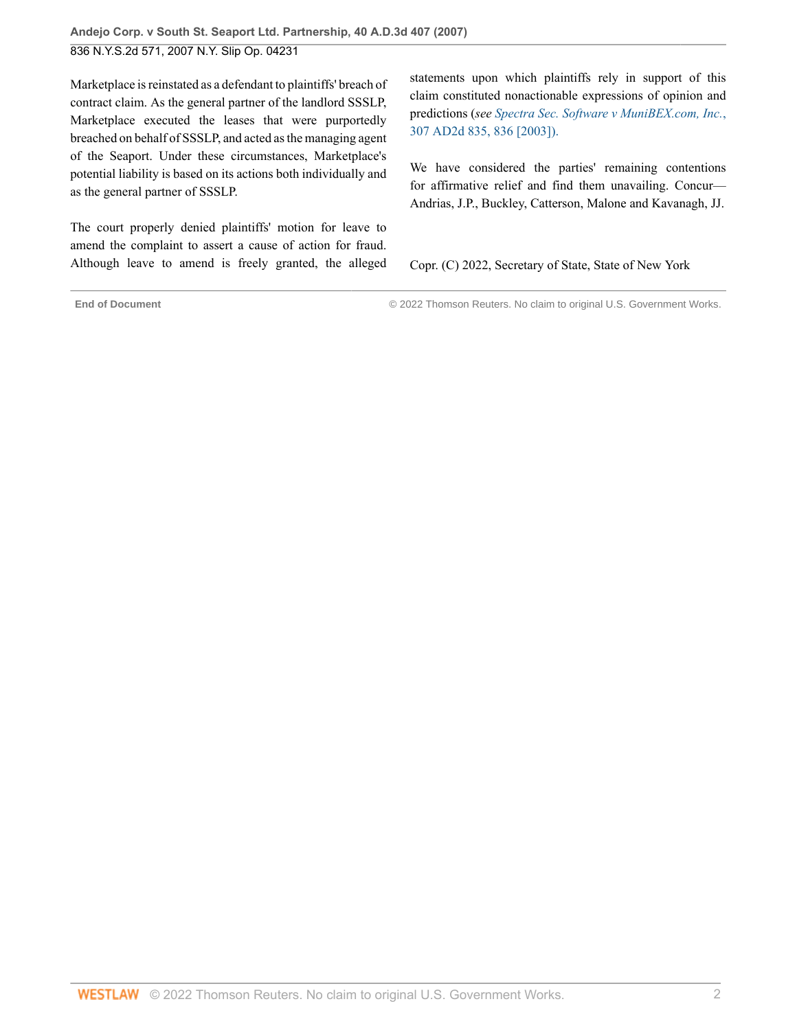Marketplace is reinstated as a defendant to plaintiffs' breach of contract claim. As the general partner of the landlord SSSLP, Marketplace executed the leases that were purportedly breached on behalf of SSSLP, and acted as the managing agent of the Seaport. Under these circumstances, Marketplace's potential liability is based on its actions both individually and as the general partner of SSSLP.

The court properly denied plaintiffs' motion for leave to amend the complaint to assert a cause of action for fraud. Although leave to amend is freely granted, the alleged statements upon which plaintiffs rely in support of this claim constituted nonactionable expressions of opinion and predictions (*see Spectra Sec. Software v MuniBEX.com, Inc.*, 307 AD2d 835, 836 [2003]).

We have considered the parties' remaining contentions for affirmative relief and find them unavailing. Concur—Andrias, J.P., Buckley, Catterson, Malone and Kavanagh, JJ.

Copr. (C) 2022, Secretary of State, State of New York

End of Document